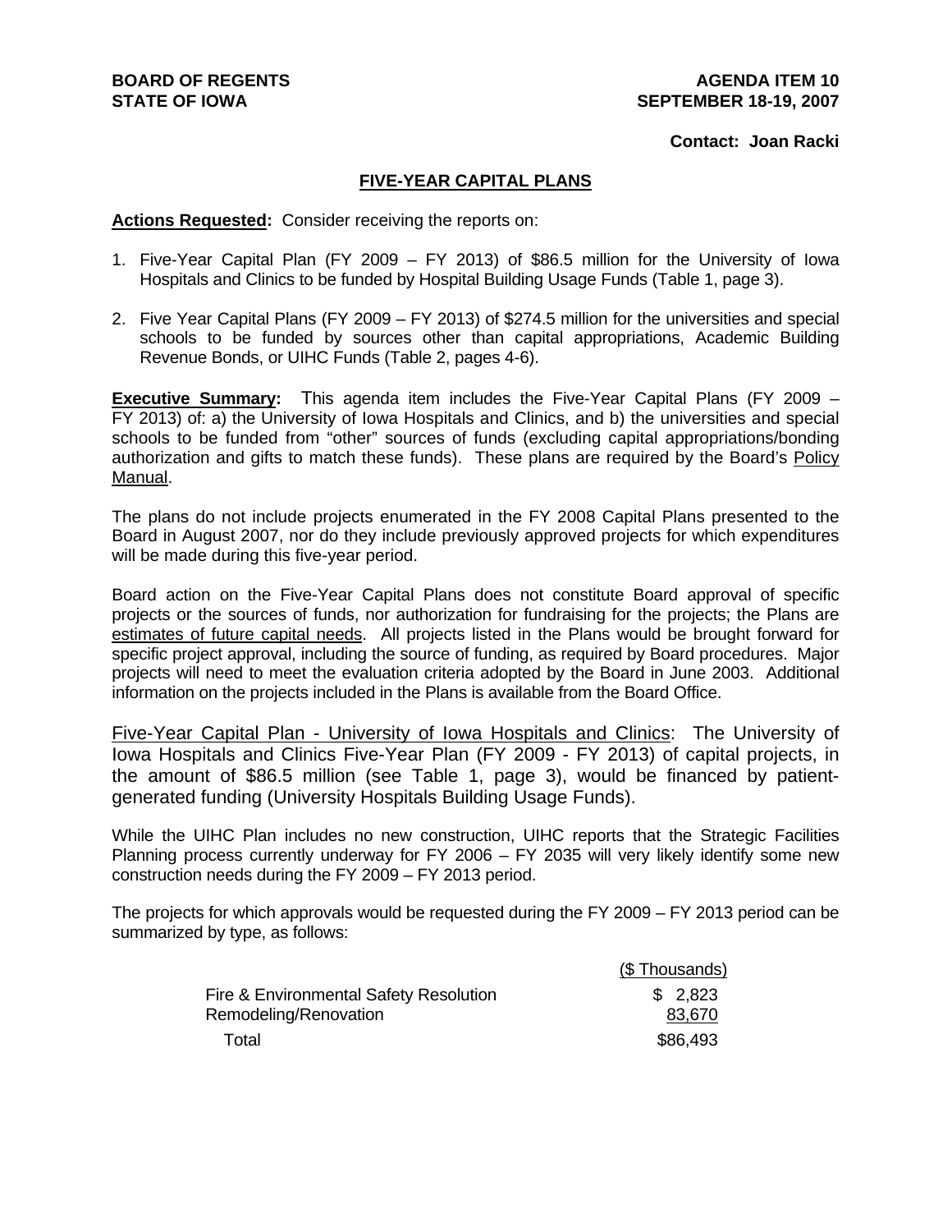**BOARD OF REGENTS**
**STATE OF IOWA**

**AGENDA ITEM 10**
**SEPTEMBER 18-19, 2007**

**Contact: Joan Racki**

## FIVE-YEAR CAPITAL PLANS

**Actions Requested:** Consider receiving the reports on:

1. Five-Year Capital Plan (FY 2009 – FY 2013) of $86.5 million for the University of Iowa Hospitals and Clinics to be funded by Hospital Building Usage Funds (Table 1, page 3).

2. Five Year Capital Plans (FY 2009 – FY 2013) of $274.5 million for the universities and special schools to be funded by sources other than capital appropriations, Academic Building Revenue Bonds, or UIHC Funds (Table 2, pages 4-6).

**Executive Summary:** This agenda item includes the Five-Year Capital Plans (FY 2009 – FY 2013) of: a) the University of Iowa Hospitals and Clinics, and b) the universities and special schools to be funded from "other" sources of funds (excluding capital appropriations/bonding authorization and gifts to match these funds). These plans are required by the Board's Policy Manual.

The plans do not include projects enumerated in the FY 2008 Capital Plans presented to the Board in August 2007, nor do they include previously approved projects for which expenditures will be made during this five-year period.

Board action on the Five-Year Capital Plans does not constitute Board approval of specific projects or the sources of funds, nor authorization for fundraising for the projects; the Plans are estimates of future capital needs. All projects listed in the Plans would be brought forward for specific project approval, including the source of funding, as required by Board procedures. Major projects will need to meet the evaluation criteria adopted by the Board in June 2003. Additional information on the projects included in the Plans is available from the Board Office.

Five-Year Capital Plan - University of Iowa Hospitals and Clinics: The University of Iowa Hospitals and Clinics Five-Year Plan (FY 2009 - FY 2013) of capital projects, in the amount of $86.5 million (see Table 1, page 3), would be financed by patient-generated funding (University Hospitals Building Usage Funds).

While the UIHC Plan includes no new construction, UIHC reports that the Strategic Facilities Planning process currently underway for FY 2006 – FY 2035 will very likely identify some new construction needs during the FY 2009 – FY 2013 period.

The projects for which approvals would be requested during the FY 2009 – FY 2013 period can be summarized by type, as follows:

| | ($ Thousands) |
|---|---|
| Fire & Environmental Safety Resolution | $ 2,823 |
| Remodeling/Renovation | 83,670 |
| Total | $86,493 |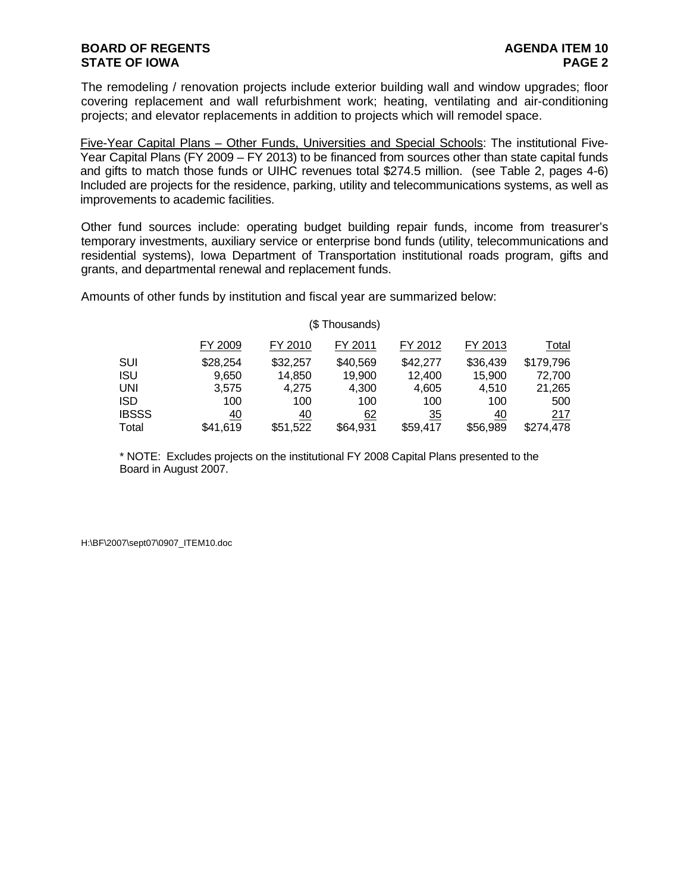The remodeling / renovation projects include exterior building wall and window upgrades; floor covering replacement and wall refurbishment work; heating, ventilating and air-conditioning projects; and elevator replacements in addition to projects which will remodel space.

Five-Year Capital Plans – Other Funds, Universities and Special Schools: The institutional Five-Year Capital Plans (FY 2009 – FY 2013) to be financed from sources other than state capital funds and gifts to match those funds or UIHC revenues total $274.5 million. (see Table 2, pages 4-6) Included are projects for the residence, parking, utility and telecommunications systems, as well as improvements to academic facilities.

Other fund sources include: operating budget building repair funds, income from treasurer's temporary investments, auxiliary service or enterprise bond funds (utility, telecommunications and residential systems), Iowa Department of Transportation institutional roads program, gifts and grants, and departmental renewal and replacement funds.

Amounts of other funds by institution and fiscal year are summarized below:

($ Thousands)

| | FY 2009 | FY 2010 | FY 2011 | FY 2012 | FY 2013 | Total |
|---|---|---|---|---|---|---|
| SUI | $28,254 | $32,257 | $40,569 | $42,277 | $36,439 | $179,796 |
| ISU | 9,650 | 14,850 | 19,900 | 12,400 | 15,900 | 72,700 |
| UNI | 3,575 | 4,275 | 4,300 | 4,605 | 4,510 | 21,265 |
| ISD | 100 | 100 | 100 | 100 | 100 | 500 |
| IBSSS | 40 | 40 | 62 | 35 | 40 | 217 |
| Total | $41,619 | $51,522 | $64,931 | $59,417 | $56,989 | $274,478 |

\* NOTE: Excludes projects on the institutional FY 2008 Capital Plans presented to the Board in August 2007.

H:\BF\2007\sept07\0907_ITEM10.doc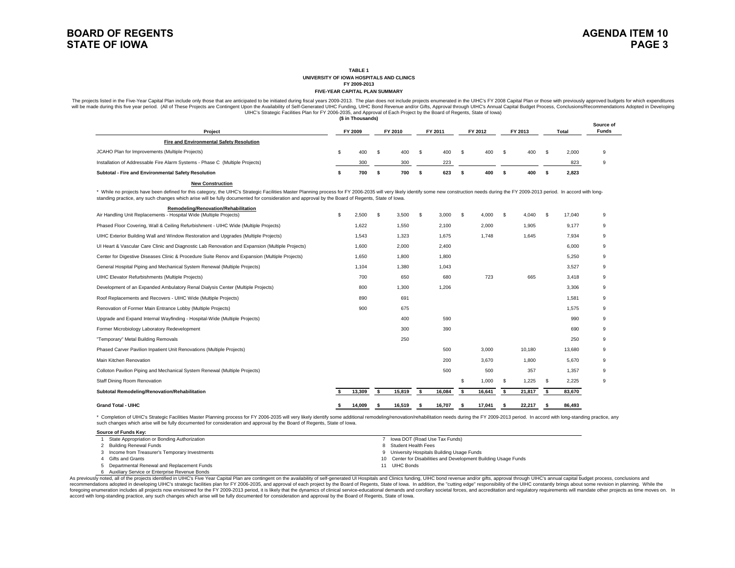**TABLE 1**
**UNIVERSITY OF IOWA HOSPITALS AND CLINICS**
**FY 2009-2013**
**FIVE-YEAR CAPITAL PLAN SUMMARY**

The projects listed in the Five-Year Capital Plan include only those that are anticipated to be initiated during fiscal years 2009-2013. The plan does not include projects enumerated in the UIHC's FY 2008 Capital Plan or those with previously approved budgets for which expenditures will be made during this five year period. (All of These Projects are Contingent Upon the Availability of Self-Generated UIHC Funding, UIHC Bond Revenue and/or Gifts, Approval through UIHC's Annual Capital Budget Process, Conclusions/Recommendations Adopted in Developing UIHC's Strategic Facilities Plan for FY 2006-2035, and Approval of Each Project by the Board of Regents, State of Iowa)

**($ in Thousands)**

| Project | FY 2009 | FY 2010 | FY 2011 | FY 2012 | FY 2013 | Total | Source of Funds |
|---|---|---|---|---|---|---|---|
| **Fire and Environmental Safety Resolution** | | | | | | | |
| JCAHO Plan for Improvements (Multiple Projects) | $ 400 | $ 400 | $ 400 | $ 400 | $ 400 | $ 2,000 | 9 |
| Installation of Addressable Fire Alarm Systems - Phase C (Multiple Projects) | 300 | 300 | 223 | | | 823 | 9 |
| **Subtotal - Fire and Environmental Safety Resolution** | **$ 700** | **$ 700** | **$ 623** | **$ 400** | **$ 400** | **$ 2,823** | |
| **New Construction** | | | | | | | |
| * While no projects have been defined for this category, the UIHC's Strategic Facilities Master Planning process for FY 2006-2035 will very likely identify some new construction needs during the FY 2009-2013 period. In accord with long-standing practice, any such changes which arise will be fully documented for consideration and approval by the Board of Regents, State of Iowa. | | | | | | | |
| **Remodeling/Renovation/Rehabilitation** | | | | | | | |
| Air Handling Unit Replacements - Hospital Wide (Multiple Projects) | $ 2,500 | $ 3,500 | $ 3,000 | $ 4,000 | $ 4,040 | $ 17,040 | 9 |
| Phased Floor Covering, Wall & Ceiling Refurbishment - UIHC Wide (Multiple Projects) | 1,622 | 1,550 | 2,100 | 2,000 | 1,905 | 9,177 | 9 |
| UIHC Exterior Building Wall and Window Restoration and Upgrades (Multiple Projects) | 1,543 | 1,323 | 1,675 | 1,748 | 1,645 | 7,934 | 9 |
| UI Heart & Vascular Care Clinic and Diagnostic Lab Renovation and Expansion (Multiple Projects) | 1,600 | 2,000 | 2,400 | | | 6,000 | 9 |
| Center for Digestive Diseases Clinic & Procedure Suite Renov and Expansion (Multiple Projects) | 1,650 | 1,800 | 1,800 | | | 5,250 | 9 |
| General Hospital Piping and Mechanical System Renewal (Multiple Projects) | 1,104 | 1,380 | 1,043 | | | 3,527 | 9 |
| UIHC Elevator Refurbishments (Multiple Projects) | 700 | 650 | 680 | 723 | 665 | 3,418 | 9 |
| Development of an Expanded Ambulatory Renal Dialysis Center (Multiple Projects) | 800 | 1,300 | 1,206 | | | 3,306 | 9 |
| Roof Replacements and Recovers - UIHC Wide (Multiple Projects) | 890 | 691 | | | | 1,581 | 9 |
| Renovation of Former Main Entrance Lobby (Multiple Projects) | 900 | 675 | | | | 1,575 | 9 |
| Upgrade and Expand Internal Wayfinding - Hospital-Wide (Multiple Projects) | | 400 | 590 | | | 990 | 9 |
| Former Microbiology Laboratory Redevelopment | | 300 | 390 | | | 690 | 9 |
| "Temporary" Metal Building Removals | | 250 | | | | 250 | 9 |
| Phased Carver Pavilion Inpatient Unit Renovations (Multiple Projects) | | | 500 | 3,000 | 10,180 | 13,680 | 9 |
| Main Kitchen Renovation | | | 200 | 3,670 | 1,800 | 5,670 | 9 |
| Colloton Pavilion Piping and Mechanical System Renewal (Multiple Projects) | | | 500 | 500 | 357 | 1,357 | 9 |
| Staff Dining Room Renovation | | | | $ 1,000 | $ 1,225 | $ 2,225 | 9 |
| **Subtotal Remodeling/Renovation/Rehabilitation** | **$ 13,309** | **$ 15,819** | **$ 16,084** | **$ 16,641** | **$ 21,817** | **$ 83,670** | |
| **Grand Total - UIHC** | **$ 14,009** | **$ 16,519** | **$ 16,707** | **$ 17,041** | **$ 22,217** | **$ 86,493** | |

* Completion of UIHC's Strategic Facilities Master Planning process for FY 2006-2035 will very likely identify some additional remodeling/renovation/rehabilitation needs during the FY 2009-2013 period. In accord with long-standing practice, any such changes which arise will be fully documented for consideration and approval by the Board of Regents, State of Iowa.

**Source of Funds Key:**

1 State Appropriation or Bonding Authorization
2 Building Renewal Funds
3 Income from Treasurer's Temporary Investments
4 Gifts and Grants
5 Departmental Renewal and Replacement Funds
6 Auxiliary Service or Enterprise Revenue Bonds
7 Iowa DOT (Road Use Tax Funds)
8 Student Health Fees
9 University Hospitals Building Usage Funds
10 Center for Disabilities and Development Building Usage Funds
11 UIHC Bonds

As previously noted, all of the projects identified in UIHC's Five Year Capital Plan are contingent on the availability of self-generated UI Hospitals and Clinics funding, UIHC bond revenue and/or gifts, approval through UIHC's annual capital budget process, conclusions and recommendations adopted in developing UIHC's strategic facilities plan for FY 2006-2035, and approval of each project by the Board of Regents, State of Iowa. In addition, the "cutting edge" responsibility of the UIHC constantly brings about some revision in planning. While the foregoing enumeration includes all projects now envisioned for the FY 2009-2013 period, it is likely that the dynamics of clinical service-educational demands and corollary societal forces, and accreditation and regulatory requirements will mandate other projects as time moves on. In accord with long-standing practice, any such changes which arise will be fully documented for consideration and approval by the Board of Regents, State of Iowa.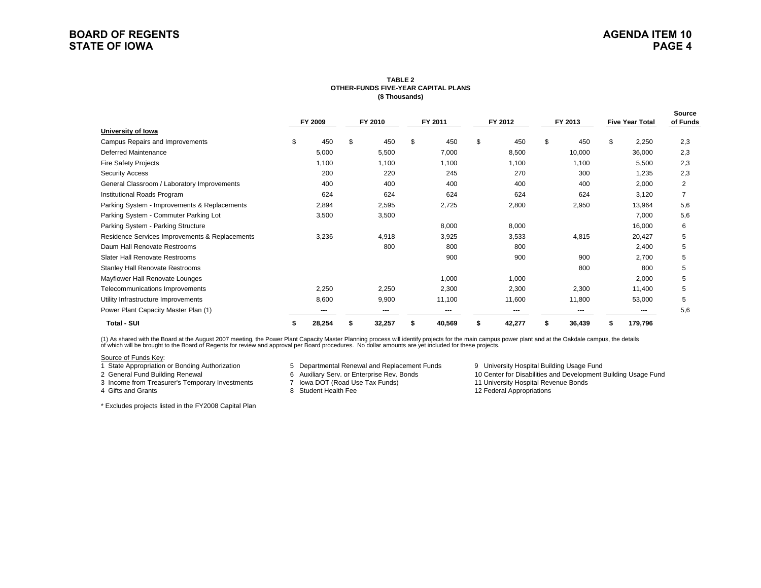**TABLE 2**
**OTHER-FUNDS FIVE-YEAR CAPITAL PLANS**
**($ Thousands)**

| | FY 2009 | FY 2010 | FY 2011 | FY 2012 | FY 2013 | Five Year Total | Source of Funds |
|---|---|---|---|---|---|---|---|
| **University of Iowa** | | | | | | | |
| Campus Repairs and Improvements | $ 450 | $ 450 | $ 450 | $ 450 | $ 450 | $ 2,250 | 2,3 |
| Deferred Maintenance | 5,000 | 5,500 | 7,000 | 8,500 | 10,000 | 36,000 | 2,3 |
| Fire Safety Projects | 1,100 | 1,100 | 1,100 | 1,100 | 1,100 | 5,500 | 2,3 |
| Security Access | 200 | 220 | 245 | 270 | 300 | 1,235 | 2,3 |
| General Classroom / Laboratory Improvements | 400 | 400 | 400 | 400 | 400 | 2,000 | 2 |
| Institutional Roads Program | 624 | 624 | 624 | 624 | 624 | 3,120 | 7 |
| Parking System - Improvements & Replacements | 2,894 | 2,595 | 2,725 | 2,800 | 2,950 | 13,964 | 5,6 |
| Parking System - Commuter Parking Lot | 3,500 | 3,500 | | | | 7,000 | 5,6 |
| Parking System - Parking Structure | | | 8,000 | 8,000 | | 16,000 | 6 |
| Residence Services Improvements & Replacements | 3,236 | 4,918 | 3,925 | 3,533 | 4,815 | 20,427 | 5 |
| Daum Hall Renovate Restrooms | | 800 | 800 | 800 | | 2,400 | 5 |
| Slater Hall Renovate Restrooms | | | 900 | 900 | 900 | 2,700 | 5 |
| Stanley Hall Renovate Restrooms | | | | | 800 | 800 | 5 |
| Mayflower Hall Renovate Lounges | | | 1,000 | 1,000 | | 2,000 | 5 |
| Telecommunications Improvements | 2,250 | 2,250 | 2,300 | 2,300 | 2,300 | 11,400 | 5 |
| Utility Infrastructure Improvements | 8,600 | 9,900 | 11,100 | 11,600 | 11,800 | 53,000 | 5 |
| Power Plant Capacity Master Plan (1) | --- | --- | --- | --- | --- | --- | 5,6 |
| **Total - SUI** | **$ 28,254** | **$ 32,257** | **$ 40,569** | **$ 42,277** | **$ 36,439** | **$ 179,796** | |

(1) As shared with the Board at the August 2007 meeting, the Power Plant Capacity Master Planning process will identify projects for the main campus power plant and at the Oakdale campus, the details of which will be brought to the Board of Regents for review and approval per Board procedures. No dollar amounts are yet included for these projects.

Source of Funds Key:

1 State Appropriation or Bonding Authorization
2 General Fund Building Renewal
3 Income from Treasurer's Temporary Investments
4 Gifts and Grants
5 Departmental Renewal and Replacement Funds
6 Auxiliary Serv. or Enterprise Rev. Bonds
7 Iowa DOT (Road Use Tax Funds)
8 Student Health Fee
9 University Hospital Building Usage Fund
10 Center for Disabilities and Development Building Usage Fund
11 University Hospital Revenue Bonds
12 Federal Appropriations

\* Excludes projects listed in the FY2008 Capital Plan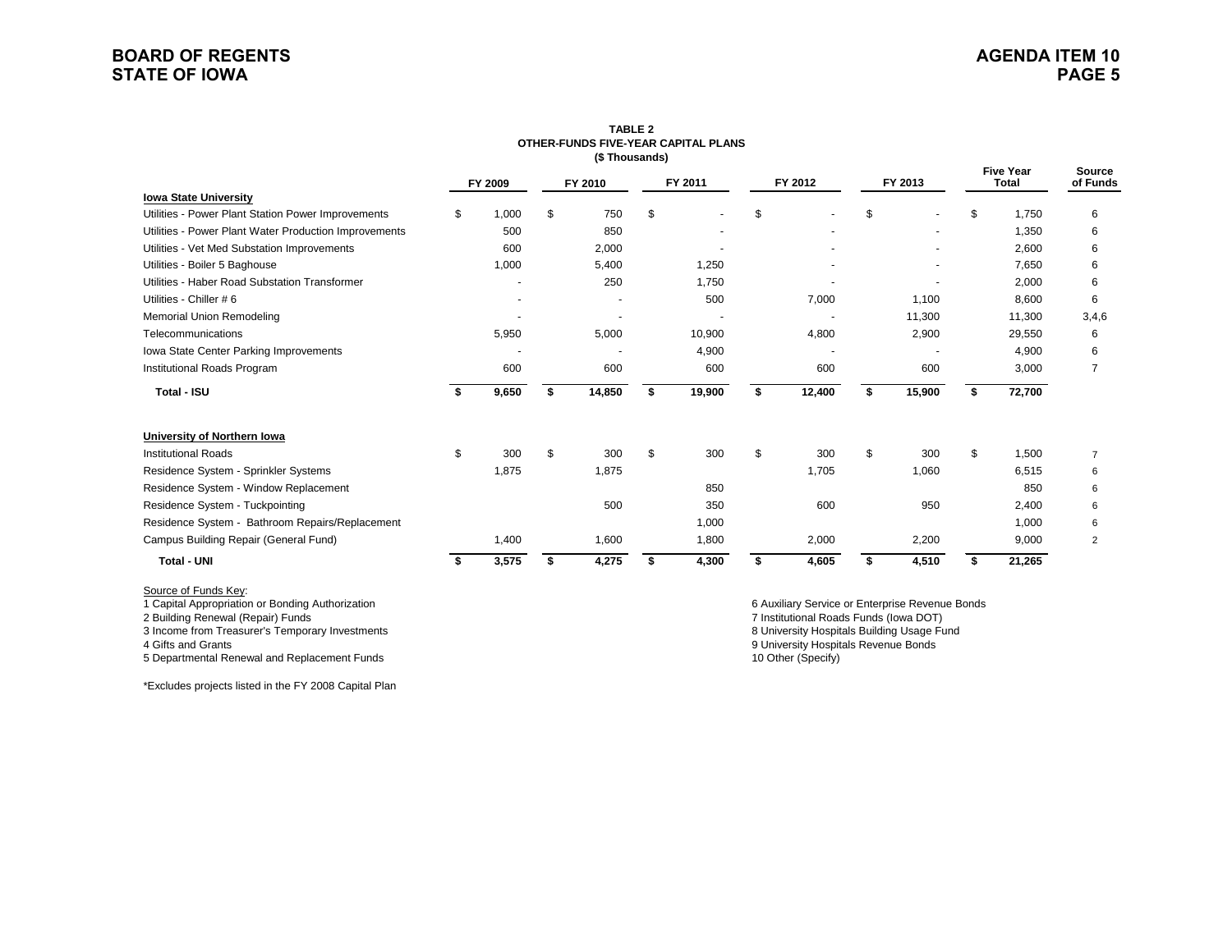**TABLE 2**
**OTHER-FUNDS FIVE-YEAR CAPITAL PLANS**
**($ Thousands)**

| | FY 2009 | FY 2010 | FY 2011 | FY 2012 | FY 2013 | Five Year Total | Source of Funds |
|---|---|---|---|---|---|---|---|
| **Iowa State University** | | | | | | | |
| Utilities - Power Plant Station Power Improvements | $ 1,000 | $ 750 | $ - | $ - | $ - | $ 1,750 | 6 |
| Utilities - Power Plant Water Production Improvements | 500 | 850 | - | - | - | 1,350 | 6 |
| Utilities - Vet Med Substation Improvements | 600 | 2,000 | - | - | - | 2,600 | 6 |
| Utilities - Boiler 5 Baghouse | 1,000 | 5,400 | 1,250 | - | - | 7,650 | 6 |
| Utilities - Haber Road Substation Transformer | - | 250 | 1,750 | - | - | 2,000 | 6 |
| Utilities - Chiller # 6 | - | - | 500 | 7,000 | 1,100 | 8,600 | 6 |
| Memorial Union Remodeling | - | - | - | - | 11,300 | 11,300 | 3,4,6 |
| Telecommunications | 5,950 | 5,000 | 10,900 | 4,800 | 2,900 | 29,550 | 6 |
| Iowa State Center Parking Improvements | - | - | 4,900 | - | - | 4,900 | 6 |
| Institutional Roads Program | 600 | 600 | 600 | 600 | 600 | 3,000 | 7 |
| **Total - ISU** | **$ 9,650** | **$ 14,850** | **$ 19,900** | **$ 12,400** | **$ 15,900** | **$ 72,700** | |
| **University of Northern Iowa** | | | | | | | |
| Institutional Roads | $ 300 | $ 300 | $ 300 | $ 300 | $ 300 | $ 1,500 | 7 |
| Residence System - Sprinkler Systems | 1,875 | 1,875 | | 1,705 | 1,060 | 6,515 | 6 |
| Residence System - Window Replacement | | | 850 | | | 850 | 6 |
| Residence System - Tuckpointing | | 500 | 350 | 600 | 950 | 2,400 | 6 |
| Residence System - Bathroom Repairs/Replacement | | | 1,000 | | | 1,000 | 6 |
| Campus Building Repair (General Fund) | 1,400 | 1,600 | 1,800 | 2,000 | 2,200 | 9,000 | 2 |
| **Total - UNI** | **$ 3,575** | **$ 4,275** | **$ 4,300** | **$ 4,605** | **$ 4,510** | **$ 21,265** | |

Source of Funds Key:

1 Capital Appropriation or Bonding Authorization
2 Building Renewal (Repair) Funds
3 Income from Treasurer's Temporary Investments
4 Gifts and Grants
5 Departmental Renewal and Replacement Funds
6 Auxiliary Service or Enterprise Revenue Bonds
7 Institutional Roads Funds (Iowa DOT)
8 University Hospitals Building Usage Fund
9 University Hospitals Revenue Bonds
10 Other (Specify)

*Excludes projects listed in the FY 2008 Capital Plan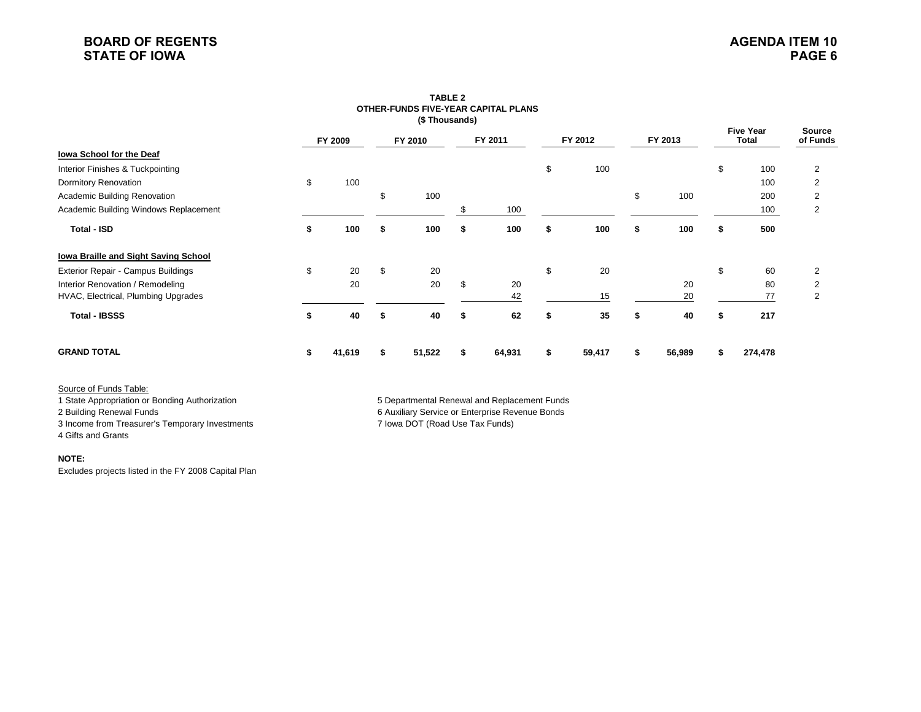**TABLE 2**
**OTHER-FUNDS FIVE-YEAR CAPITAL PLANS**
**($ Thousands)**

| | FY 2009 | FY 2010 | FY 2011 | FY 2012 | FY 2013 | Five Year Total | Source of Funds |
|---|---|---|---|---|---|---|---|
| **Iowa School for the Deaf** | | | | | | | |
| Interior Finishes & Tuckpointing | | | | $ 100 | | $ 100 | 2 |
| Dormitory Renovation | $ 100 | | | | | 100 | 2 |
| Academic Building Renovation | | $ 100 | | | $ 100 | 200 | 2 |
| Academic Building Windows Replacement | | | $ 100 | | | 100 | 2 |
| **Total - ISD** | **$ 100** | **$ 100** | **$ 100** | **$ 100** | **$ 100** | **$ 500** | |
| **Iowa Braille and Sight Saving School** | | | | | | | |
| Exterior Repair - Campus Buildings | $ 20 | $ 20 | | $ 20 | | $ 60 | 2 |
| Interior Renovation / Remodeling | 20 | 20 | $ 20 | | 20 | 80 | 2 |
| HVAC, Electrical, Plumbing Upgrades | | | 42 | 15 | 20 | 77 | 2 |
| **Total - IBSSS** | **$ 40** | **$ 40** | **$ 62** | **$ 35** | **$ 40** | **$ 217** | |
| **GRAND TOTAL** | **$ 41,619** | **$ 51,522** | **$ 64,931** | **$ 59,417** | **$ 56,989** | **$ 274,478** | |

Source of Funds Table:

1 State Appropriation or Bonding Authorization
2 Building Renewal Funds
3 Income from Treasurer's Temporary Investments
4 Gifts and Grants
5 Departmental Renewal and Replacement Funds
6 Auxiliary Service or Enterprise Revenue Bonds
7 Iowa DOT (Road Use Tax Funds)

**NOTE:**
Excludes projects listed in the FY 2008 Capital Plan